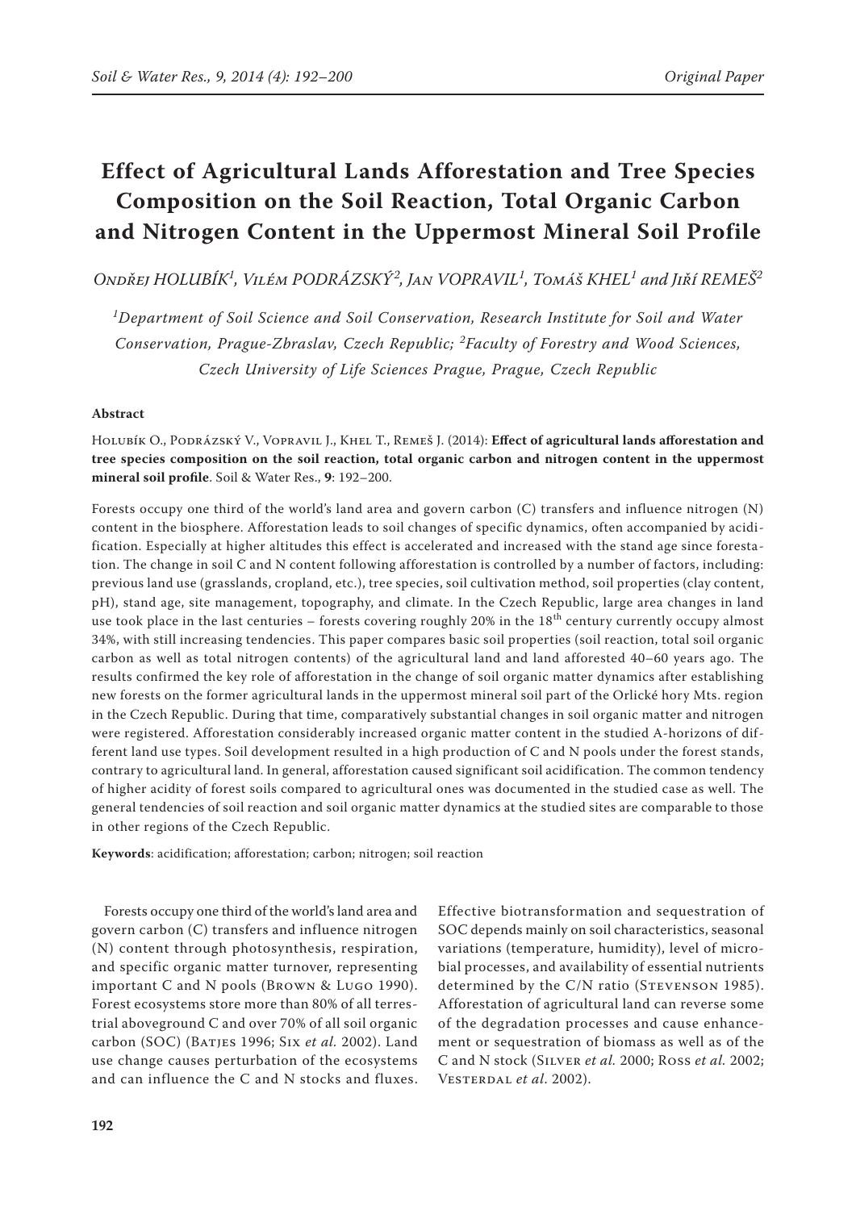# Effect of Agricultural Lands Afforestation and Tree Species Composition on the Soil Reaction, Total Organic Carbon and Nitrogen Content in the Uppermost Mineral Soil Profile

*Ondřej HOLUBÍK[1], Vilém PODRÁZSKÝ[2], Jan VOPRAVIL[1], Tomáš KHEL[1] and Jiří REMEŠ[2]*

*[1]Department of Soil Science and Soil Conservation, Research Institute for Soil and Water Conservation, Prague-Zbraslav, Czech Republic; [2]Faculty of Forestry and Wood Sciences, Czech University of Life Sciences Prague, Prague, Czech Republic*

#### Abstract

Holubík O., Podrázský V., Vopravil J., Khel T., Remeš J. (2014): **Effect of agricultural lands afforestation and tree species composition on the soil reaction, total organic carbon and nitrogen content in the uppermost mineral soil profile**. Soil & Water Res., **9**: 192–200.

Forests occupy one third of the world's land area and govern carbon (C) transfers and influence nitrogen (N) content in the biosphere. Afforestation leads to soil changes of specific dynamics, often accompanied by acidification. Especially at higher altitudes this effect is accelerated and increased with the stand age since forestation. The change in soil C and N content following afforestation is controlled by a number of factors, including: previous land use (grasslands, cropland, etc.), tree species, soil cultivation method, soil properties (clay content, pH), stand age, site management, topography, and climate. In the Czech Republic, large area changes in land use took place in the last centuries – forests covering roughly 20% in the 18$^{th}$ century currently occupy almost 34%, with still increasing tendencies. This paper compares basic soil properties (soil reaction, total soil organic carbon as well as total nitrogen contents) of the agricultural land and land afforested 40–60 years ago. The results confirmed the key role of afforestation in the change of soil organic matter dynamics after establishing new forests on the former agricultural lands in the uppermost mineral soil part of the Orlické hory Mts. region in the Czech Republic. During that time, comparatively substantial changes in soil organic matter and nitrogen were registered. Afforestation considerably increased organic matter content in the studied A-horizons of different land use types. Soil development resulted in a high production of C and N pools under the forest stands, contrary to agricultural land. In general, afforestation caused significant soil acidification. The common tendency of higher acidity of forest soils compared to agricultural ones was documented in the studied case as well. The general tendencies of soil reaction and soil organic matter dynamics at the studied sites are comparable to those in other regions of the Czech Republic.

**Keywords**: acidification; afforestation; carbon; nitrogen; soil reaction

Forests occupy one third of the world's land area and govern carbon (C) transfers and influence nitrogen (N) content through photosynthesis, respiration, and specific organic matter turnover, representing important C and N pools (Brown & Lugo 1990). Forest ecosystems store more than 80% of all terrestrial aboveground C and over 70% of all soil organic carbon (SOC) (Batjes 1996; Six *et al.* 2002). Land use change causes perturbation of the ecosystems and can influence the C and N stocks and fluxes. Effective biotransformation and sequestration of SOC depends mainly on soil characteristics, seasonal variations (temperature, humidity), level of microbial processes, and availability of essential nutrients determined by the C/N ratio (Stevenson 1985). Afforestation of agricultural land can reverse some of the degradation processes and cause enhancement or sequestration of biomass as well as of the C and N stock (Silver *et al.* 2000; Ross *et al.* 2002; Vesterdal *et al.* 2002).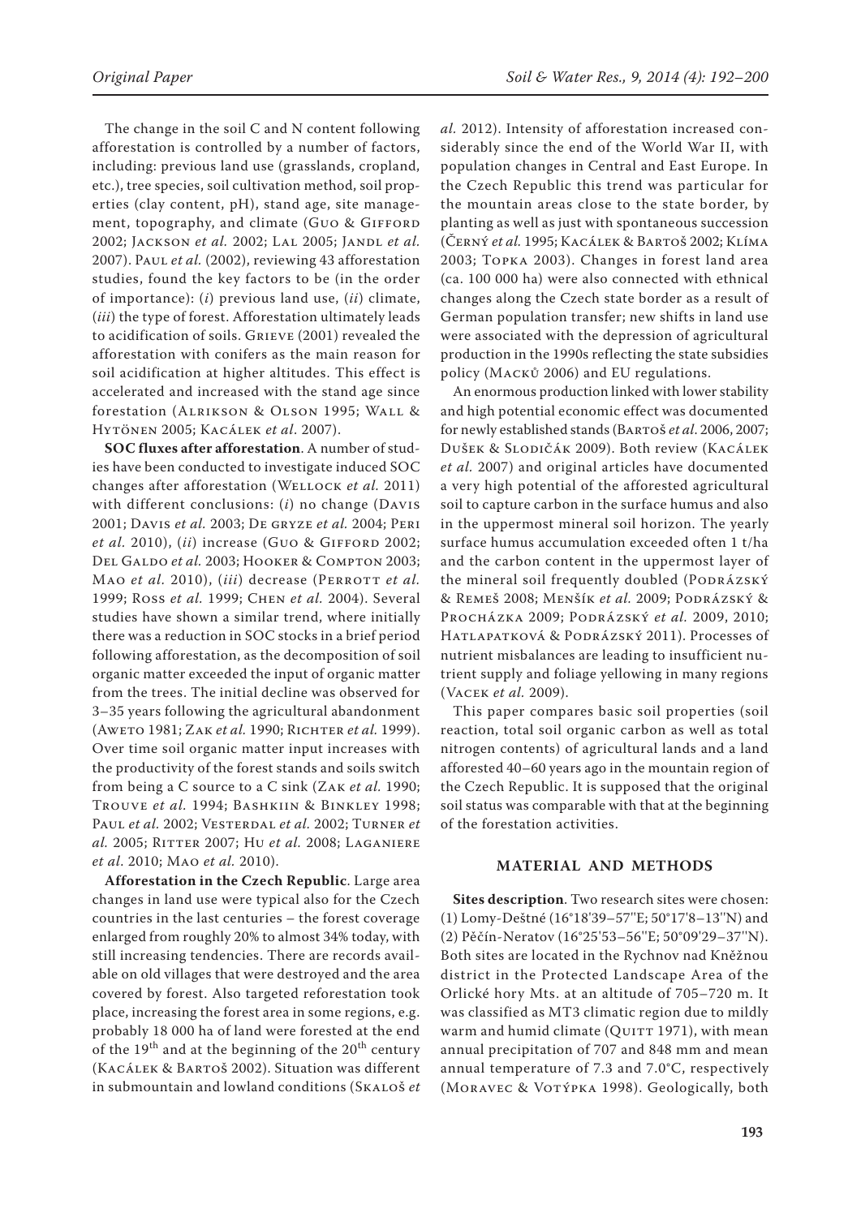The change in the soil C and N content following afforestation is controlled by a number of factors, including: previous land use (grasslands, cropland, etc.), tree species, soil cultivation method, soil properties (clay content, pH), stand age, site management, topography, and climate (Guo & Gifford 2002; Jackson *et al.* 2002; Lal 2005; Jandl *et al.* 2007). Paul *et al.* (2002), reviewing 43 afforestation studies, found the key factors to be (in the order of importance): (*i*) previous land use, (*ii*) climate, (*iii*) the type of forest. Afforestation ultimately leads to acidification of soils. Grieve (2001) revealed the afforestation with conifers as the main reason for soil acidification at higher altitudes. This effect is accelerated and increased with the stand age since forestation (Alrikson & Olson 1995; Wall & Hytönen 2005; Kacálek *et al*. 2007).

**SOC fluxes after afforestation**. A number of studies have been conducted to investigate induced SOC changes after afforestation (Wellock *et al.* 2011) with different conclusions: (*i*) no change (Davis 2001; Davis *et al.* 2003; De gryze *et al.* 2004; Peri *et al.* 2010), (*ii*) increase (Guo & Gifford 2002; Del Galdo *et al.* 2003; Hooker & Compton 2003; Mao *et al*. 2010), (*iii*) decrease (Perrott *et al.* 1999; Ross *et al.* 1999; Chen *et al.* 2004). Several studies have shown a similar trend, where initially there was a reduction in SOC stocks in a brief period following afforestation, as the decomposition of soil organic matter exceeded the input of organic matter from the trees. The initial decline was observed for 3–35 years following the agricultural abandonment (Aweto 1981; Zak *et al.* 1990; Richter *et al.* 1999). Over time soil organic matter input increases with the productivity of the forest stands and soils switch from being a C source to a C sink (Zak *et al.* 1990; Trouve *et al.* 1994; Bashkiin & Binkley 1998; Paul *et al.* 2002; Vesterdal *et al.* 2002; Turner *et al.* 2005; Ritter 2007; Hu *et al.* 2008; Laganiere *et al*. 2010; Mao *et al.* 2010).

**Afforestation in the Czech Republic**. Large area changes in land use were typical also for the Czech countries in the last centuries – the forest coverage enlarged from roughly 20% to almost 34% today, with still increasing tendencies. There are records available on old villages that were destroyed and the area covered by forest. Also targeted reforestation took place, increasing the forest area in some regions, e.g. probably 18 000 ha of land were forested at the end of the 19th and at the beginning of the 20th century (Kacálek & Bartoš 2002). Situation was different in submountain and lowland conditions (Skaloš *et al.* 2012). Intensity of afforestation increased considerably since the end of the World War II, with population changes in Central and East Europe. In the Czech Republic this trend was particular for the mountain areas close to the state border, by planting as well as just with spontaneous succession (Černý *et al.* 1995; Kacálek & Bartoš 2002; Klíma 2003; Topka 2003). Changes in forest land area (ca. 100 000 ha) were also connected with ethnical changes along the Czech state border as a result of German population transfer; new shifts in land use were associated with the depression of agricultural production in the 1990s reflecting the state subsidies policy (Macků 2006) and EU regulations.

An enormous production linked with lower stability and high potential economic effect was documented for newly established stands (Bartoš *et al.* 2006, 2007; Dušek & Slodičák 2009). Both review (Kacálek *et al.* 2007) and original articles have documented a very high potential of the afforested agricultural soil to capture carbon in the surface humus and also in the uppermost mineral soil horizon. The yearly surface humus accumulation exceeded often 1 t/ha and the carbon content in the uppermost layer of the mineral soil frequently doubled (Podrázský & Remeš 2008; Menšík *et al.* 2009; Podrázský & Procházka 2009; Podrázský *et al.* 2009, 2010; Hatlapatková & Podrázský 2011). Processes of nutrient misbalances are leading to insufficient nutrient supply and foliage yellowing in many regions (Vacek *et al.* 2009).

This paper compares basic soil properties (soil reaction, total soil organic carbon as well as total nitrogen contents) of agricultural lands and a land afforested 40–60 years ago in the mountain region of the Czech Republic. It is supposed that the original soil status was comparable with that at the beginning of the forestation activities.

## MATERIAL AND METHODS

**Sites description**. Two research sites were chosen: (1) Lomy-Deštné (16°18'39–57''E; 50°17'8–13''N) and (2) Pěčín-Neratov (16°25'53–56''E; 50°09'29–37''N). Both sites are located in the Rychnov nad Kněžnou district in the Protected Landscape Area of the Orlické hory Mts. at an altitude of 705–720 m. It was classified as MT3 climatic region due to mildly warm and humid climate (Quitt 1971), with mean annual precipitation of 707 and 848 mm and mean annual temperature of 7.3 and 7.0°C, respectively (Moravec & Votýpka 1998). Geologically, both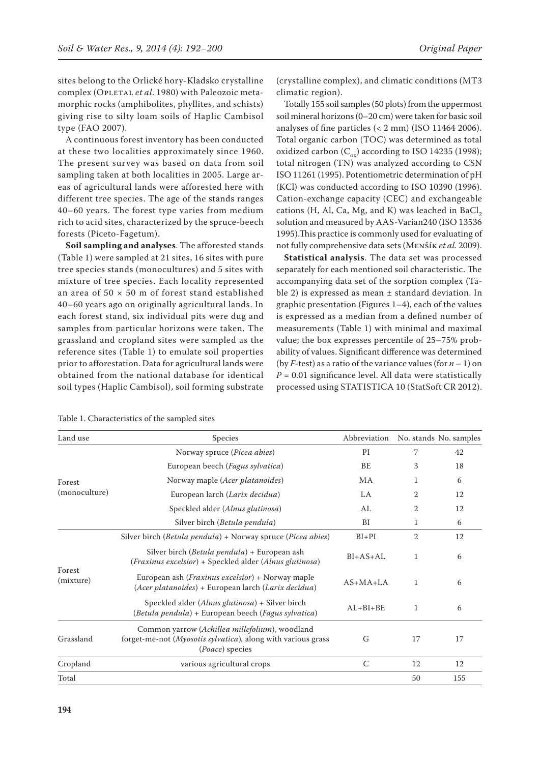sites belong to the Orlické hory-Kladsko crystalline complex (Opletal *et al*. 1980) with Paleozoic metamorphic rocks (amphibolites, phyllites, and schists) giving rise to silty loam soils of Haplic Cambisol type (FAO 2007).

A continuous forest inventory has been conducted at these two localities approximately since 1960. The present survey was based on data from soil sampling taken at both localities in 2005. Large areas of agricultural lands were afforested here with different tree species. The age of the stands ranges 40–60 years. The forest type varies from medium rich to acid sites, characterized by the spruce-beech forests (Piceto-Fagetum).

**Soil sampling and analyses**. The afforested stands (Table 1) were sampled at 21 sites, 16 sites with pure tree species stands (monocultures) and 5 sites with mixture of tree species. Each locality represented an area of 50 × 50 m of forest stand established 40–60 years ago on originally agricultural lands. In each forest stand, six individual pits were dug and samples from particular horizons were taken. The grassland and cropland sites were sampled as the reference sites (Table 1) to emulate soil properties prior to afforestation. Data for agricultural lands were obtained from the national database for identical soil types (Haplic Cambisol), soil forming substrate (crystalline complex), and climatic conditions (MT3 climatic region).

Totally 155 soil samples (50 plots) from the uppermost soil mineral horizons (0–20 cm) were taken for basic soil analyses of fine particles (< 2 mm) (ISO 11464 2006). Total organic carbon (TOC) was determined as total oxidized carbon ($C_{ox}$) according to ISO 14235 (1998); total nitrogen (TN) was analyzed according to CSN ISO 11261 (1995). Potentiometric determination of pH (KCl) was conducted according to ISO 10390 (1996). Cation-exchange capacity (CEC) and exchangeable cations (H, Al, Ca, Mg, and K) was leached in $BaCl_2$ solution and measured by AAS-Varian240 (ISO 13536 1995).This practice is commonly used for evaluating of not fully comprehensive data sets (Menšík *et al.* 2009).

**Statistical analysis**. The data set was processed separately for each mentioned soil characteristic. The accompanying data set of the sorption complex (Table 2) is expressed as mean ± standard deviation. In graphic presentation (Figures 1–4), each of the values is expressed as a median from a defined number of measurements (Table 1) with minimal and maximal value; the box expresses percentile of 25–75% probability of values. Significant difference was determined (by *F*-test) as a ratio of the variance values (for $n - 1$) on $P = 0.01$ significance level. All data were statistically processed using STATISTICA 10 (StatSoft CR 2012).

Table 1. Characteristics of the sampled sites

| Land use | Species | Abbreviation | No. stands | No. samples |
|---|---|---|---|---|
| Forest (monoculture) | Norway spruce (*Picea abies*) | PI | 7 | 42 |
| | European beech (*Fagus sylvatica*) | BE | 3 | 18 |
| | Norway maple (*Acer platanoides*) | MA | 1 | 6 |
| | European larch (*Larix decidua*) | LA | 2 | 12 |
| | Speckled alder (*Alnus glutinosa*) | AL | 2 | 12 |
| | Silver birch (*Betula pendula*) | BI | 1 | 6 |
| Forest (mixture) | Silver birch (*Betula pendula*) + Norway spruce (*Picea abies*) | BI+PI | 2 | 12 |
| | Silver birch (*Betula pendula*) + European ash (*Fraxinus excelsior*) + Speckled alder (*Alnus glutinosa*) | BI+AS+AL | 1 | 6 |
| | European ash (*Fraxinus excelsior*) + Norway maple (*Acer platanoides*) + European larch (*Larix decidua*) | AS+MA+LA | 1 | 6 |
| | Speckled alder (*Alnus glutinosa*) + Silver birch (*Betula pendula*) + European beech (*Fagus sylvatica*) | AL+BI+BE | 1 | 6 |
| Grassland | Common yarrow (*Achillea millefolium*), woodland forget-me-not (*Myosotis sylvatica*), along with various grass (*Poace*) species | G | 17 | 17 |
| Cropland | various agricultural crops | C | 12 | 12 |
| Total | | | 50 | 155 |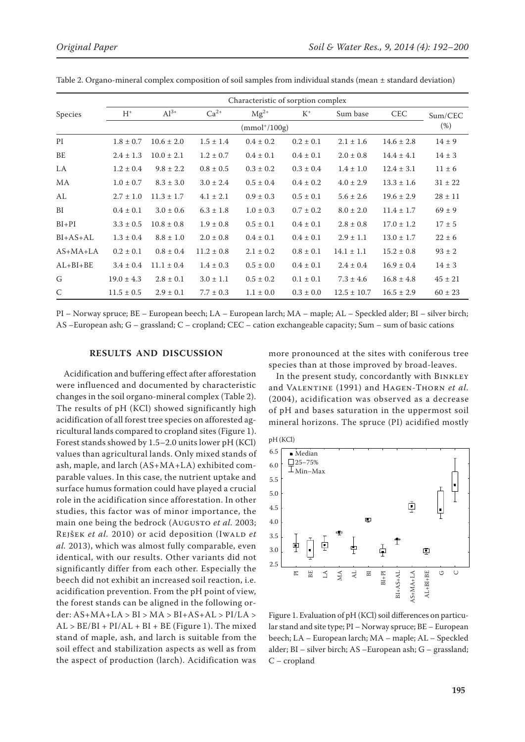Table 2. Organo-mineral complex composition of soil samples from individual stands (mean ± standard deviation)

| Species | Characteristic of sorption complex | | | | | | | |
|---|---|---|---|---|---|---|---|---|
| | $H^+$ | $Al^{3+}$ | $Ca^{2+}$ | $Mg^{2+}$ | $K^+$ | Sum base | CEC | Sum/CEC |
| | (mmol$^+$/100g) | | | | | | | (%) |
| PI | 1.8 ± 0.7 | 10.6 ± 2.0 | 1.5 ± 1.4 | 0.4 ± 0.2 | 0.2 ± 0.1 | 2.1 ± 1.6 | 14.6 ± 2.8 | 14 ± 9 |
| BE | 2.4 ± 1.3 | 10.0 ± 2.1 | 1.2 ± 0.7 | 0.4 ± 0.1 | 0.4 ± 0.1 | 2.0 ± 0.8 | 14.4 ± 4.1 | 14 ± 3 |
| LA | 1.2 ± 0.4 | 9.8 ± 2.2 | 0.8 ± 0.5 | 0.3 ± 0.2 | 0.3 ± 0.4 | 1.4 ± 1.0 | 12.4 ± 3.1 | 11 ± 6 |
| MA | 1.0 ± 0.7 | 8.3 ± 3.0 | 3.0 ± 2.4 | 0.5 ± 0.4 | 0.4 ± 0.2 | 4.0 ± 2.9 | 13.3 ± 1.6 | 31 ± 22 |
| AL | 2.7 ± 1.0 | 11.3 ± 1.7 | 4.1 ± 2.1 | 0.9 ± 0.3 | 0.5 ± 0.1 | 5.6 ± 2.6 | 19.6 ± 2.9 | 28 ± 11 |
| BI | 0.4 ± 0.1 | 3.0 ± 0.6 | 6.3 ± 1.8 | 1.0 ± 0.3 | 0.7 ± 0.2 | 8.0 ± 2.0 | 11.4 ± 1.7 | 69 ± 9 |
| BI+PI | 3.3 ± 0.5 | 10.8 ± 0.8 | 1.9 ± 0.8 | 0.5 ± 0.1 | 0.4 ± 0.1 | 2.8 ± 0.8 | 17.0 ± 1.2 | 17 ± 5 |
| BI+AS+AL | 1.3 ± 0.4 | 8.8 ± 1.0 | 2.0 ± 0.8 | 0.4 ± 0.1 | 0.4 ± 0.1 | 2.9 ± 1.1 | 13.0 ± 1.7 | 22 ± 6 |
| AS+MA+LA | 0.2 ± 0.1 | 0.8 ± 0.4 | 11.2 ± 0.8 | 2.1 ± 0.2 | 0.8 ± 0.1 | 14.1 ± 1.1 | 15.2 ± 0.8 | 93 ± 2 |
| AL+BI+BE | 3.4 ± 0.4 | 11.1 ± 0.4 | 1.4 ± 0.3 | 0.5 ± 0.0 | 0.4 ± 0.1 | 2.4 ± 0.4 | 16.9 ± 0.4 | 14 ± 3 |
| G | 19.0 ± 4.3 | 2.8 ± 0.1 | 3.0 ± 1.1 | 0.5 ± 0.2 | 0.1 ± 0.1 | 7.3 ± 4.6 | 16.8 ± 4.8 | 45 ± 21 |
| C | 11.5 ± 0.5 | 2.9 ± 0.1 | 7.7 ± 0.3 | 1.1 ± 0.0 | 0.3 ± 0.0 | 12.5 ± 10.7 | 16.5 ± 2.9 | 60 ± 23 |

PI – Norway spruce; BE – European beech; LA – European larch; MA – maple; AL – Speckled alder; BI – silver birch; AS –European ash; G – grassland; C – cropland; CEC – cation exchangeable capacity; Sum – sum of basic cations

## RESULTS AND DISCUSSION

Acidification and buffering effect after afforestation were influenced and documented by characteristic changes in the soil organo-mineral complex (Table 2). The results of pH (KCl) showed significantly high acidification of all forest tree species on afforested agricultural lands compared to cropland sites (Figure 1). Forest stands showed by 1.5–2.0 units lower pH (KCl) values than agricultural lands. Only mixed stands of ash, maple, and larch (AS+MA+LA) exhibited comparable values. In this case, the nutrient uptake and surface humus formation could have played a crucial role in the acidification since afforestation. In other studies, this factor was of minor importance, the main one being the bedrock (Augusto *et al.* 2003; Rejšek *et al.* 2010) or acid deposition (Iwald *et al.* 2013), which was almost fully comparable, even identical, with our results. Other variants did not significantly differ from each other. Especially the beech did not exhibit an increased soil reaction, i.e. acidification prevention. From the pH point of view, the forest stands can be aligned in the following order: AS+MA+LA > BI > MA > BI+AS+AL > PI/LA > AL > BE/BI + PI/AL + BI + BE (Figure 1). The mixed stand of maple, ash, and larch is suitable from the soil effect and stabilization aspects as well as from the aspect of production (larch). Acidification was more pronounced at the sites with coniferous tree species than at those improved by broad-leaves.

In the present study, concordantly with Binkley and Valentine (1991) and Hagen-Thorn *et al.* (2004), acidification was observed as a decrease of pH and bases saturation in the uppermost soil mineral horizons. The spruce (PI) acidified mostly

pH (KCl)
6.5
6.0
5.5
5.0
4.5
4.0
3.5
3.0
2.5
Median
25–75%
Min–Max
PI BE LA MA AL BI BI+PI BI+AS+AL AS+MA+LA AL+BI+BE G C

Figure 1. Evaluation of pH (KCl) soil differences on particular stand and site type; PI – Norway spruce; BE – European beech; LA – European larch; MA – maple; AL – Speckled alder; BI – silver birch; AS –European ash; G – grassland; C – cropland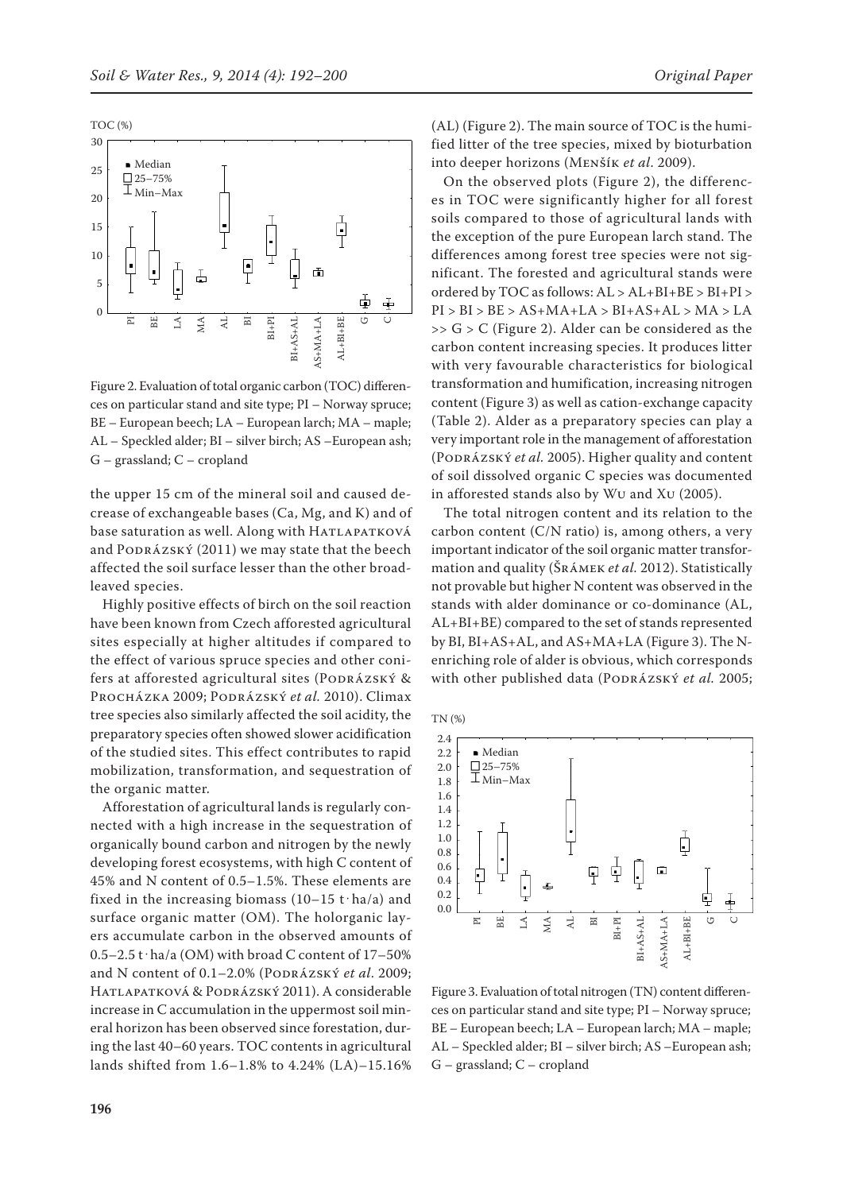TOC (%)

30

25

20

15

10

5

0

■ Median
□ 25–75%
⊥ Min–Max

PI BE LA MA AL BI BI+PI BI+AS+AL AS+MA+LA AL+BI+BE G C

Figure 2. Evaluation of total organic carbon (TOC) differences on particular stand and site type; PI – Norway spruce; BE – European beech; LA – European larch; MA – maple; AL – Speckled alder; BI – silver birch; AS –European ash; G – grassland; C – cropland

the upper 15 cm of the mineral soil and caused decrease of exchangeable bases (Ca, Mg, and K) and of base saturation as well. Along with Hatlapatková and Podrázský (2011) we may state that the beech affected the soil surface lesser than the other broadleaved species.

Highly positive effects of birch on the soil reaction have been known from Czech afforested agricultural sites especially at higher altitudes if compared to the effect of various spruce species and other conifers at afforested agricultural sites (Podrázský & Procházka 2009; Podrázský *et al.* 2010). Climax tree species also similarly affected the soil acidity, the preparatory species often showed slower acidification of the studied sites. This effect contributes to rapid mobilization, transformation, and sequestration of the organic matter.

Afforestation of agricultural lands is regularly connected with a high increase in the sequestration of organically bound carbon and nitrogen by the newly developing forest ecosystems, with high C content of 45% and N content of 0.5–1.5%. These elements are fixed in the increasing biomass (10–15 t·ha/a) and surface organic matter (OM). The holorganic layers accumulate carbon in the observed amounts of 0.5–2.5 t·ha/a (OM) with broad C content of 17–50% and N content of 0.1–2.0% (Podrázský *et al.* 2009; Hatlapatková & Podrázský 2011). A considerable increase in C accumulation in the uppermost soil mineral horizon has been observed since forestation, during the last 40–60 years. TOC contents in agricultural lands shifted from 1.6–1.8% to 4.24% (LA)–15.16% (AL) (Figure 2). The main source of TOC is the humified litter of the tree species, mixed by bioturbation into deeper horizons (Menšík *et al.* 2009).

On the observed plots (Figure 2), the differences in TOC were significantly higher for all forest soils compared to those of agricultural lands with the exception of the pure European larch stand. The differences among forest tree species were not significant. The forested and agricultural stands were ordered by TOC as follows: AL > AL+BI+BE > BI+PI > PI > BI > BE > AS+MA+LA > BI+AS+AL > MA > LA >> G > C (Figure 2). Alder can be considered as the carbon content increasing species. It produces litter with very favourable characteristics for biological transformation and humification, increasing nitrogen content (Figure 3) as well as cation-exchange capacity (Table 2). Alder as a preparatory species can play a very important role in the management of afforestation (Podrázský *et al.* 2005). Higher quality and content of soil dissolved organic C species was documented in afforested stands also by Wu and Xu (2005).

The total nitrogen content and its relation to the carbon content (C/N ratio) is, among others, a very important indicator of the soil organic matter transformation and quality (Šrámek *et al.* 2012). Statistically not provable but higher N content was observed in the stands with alder dominance or co-dominance (AL, AL+BI+BE) compared to the set of stands represented by BI, BI+AS+AL, and AS+MA+LA (Figure 3). The N-enriching role of alder is obvious, which corresponds with other published data (Podrázský *et al.* 2005;

TN (%)

2.4
2.2
2.0
1.8
1.6
1.4
1.2
1.0
0.8
0.6
0.4
0.2
0.0

■ Median
□ 25–75%
⊥ Min–Max

PI BE LA MA AL BI BI+PI BI+AS+AL AS+MA+LA AL+BI+BE G C

Figure 3. Evaluation of total nitrogen (TN) content differences on particular stand and site type; PI – Norway spruce; BE – European beech; LA – European larch; MA – maple; AL – Speckled alder; BI – silver birch; AS –European ash; G – grassland; C – cropland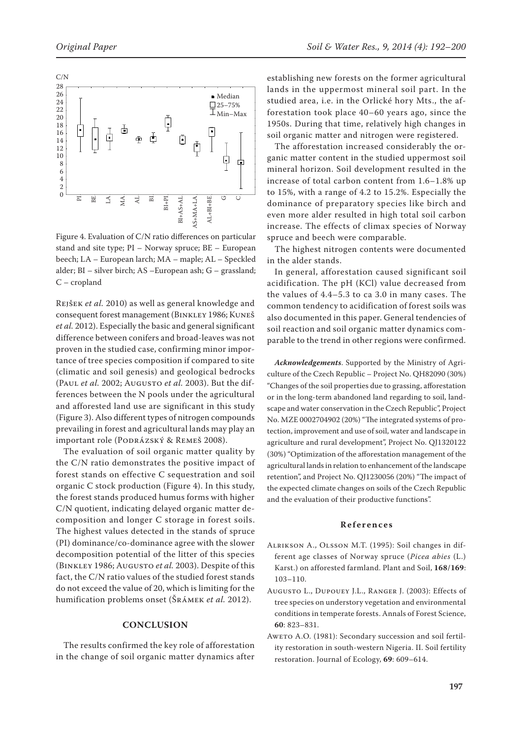C/N

28
26
24
22
20
18
16
14
12
10
8
6
4
2
0

■ Median
□ 25–75%
⊥ Min–Max

PI BE LA MA AL BI BI+PI BI+AS+AL AS+MA+LA AL+BI+BE G C

Figure 4. Evaluation of C/N ratio differences on particular stand and site type; PI – Norway spruce; BE – European beech; LA – European larch; MA – maple; AL – Speckled alder; BI – silver birch; AS –European ash; G – grassland; C – cropland

Rejšek *et al.* 2010) as well as general knowledge and consequent forest management (Binkley 1986; Kuneš *et al.* 2012). Especially the basic and general significant difference between conifers and broad-leaves was not proven in the studied case, confirming minor importance of tree species composition if compared to site (climatic and soil genesis) and geological bedrocks (Paul *et al.* 2002; Augusto *et al.* 2003). But the differences between the N pools under the agricultural and afforested land use are significant in this study (Figure 3). Also different types of nitrogen compounds prevailing in forest and agricultural lands may play an important role (Podrázský & Remeš 2008).

The evaluation of soil organic matter quality by the C/N ratio demonstrates the positive impact of forest stands on effective C sequestration and soil organic C stock production (Figure 4). In this study, the forest stands produced humus forms with higher C/N quotient, indicating delayed organic matter decomposition and longer C storage in forest soils. The highest values detected in the stands of spruce (PI) dominance/co-dominance agree with the slower decomposition potential of the litter of this species (Binkley 1986; Augusto *et al.* 2003). Despite of this fact, the C/N ratio values of the studied forest stands do not exceed the value of 20, which is limiting for the humification problems onset (Šrámek *et al.* 2012).

## CONCLUSION

The results confirmed the key role of afforestation in the change of soil organic matter dynamics after establishing new forests on the former agricultural lands in the uppermost mineral soil part. In the studied area, i.e. in the Orlické hory Mts., the afforestation took place 40–60 years ago, since the 1950s. During that time, relatively high changes in soil organic matter and nitrogen were registered.

The afforestation increased considerably the organic matter content in the studied uppermost soil mineral horizon. Soil development resulted in the increase of total carbon content from 1.6–1.8% up to 15%, with a range of 4.2 to 15.2%. Especially the dominance of preparatory species like birch and even more alder resulted in high total soil carbon increase. The effects of climax species of Norway spruce and beech were comparable.

The highest nitrogen contents were documented in the alder stands.

In general, afforestation caused significant soil acidification. The pH (KCl) value decreased from the values of 4.4–5.3 to ca 3.0 in many cases. The common tendency to acidification of forest soils was also documented in this paper. General tendencies of soil reaction and soil organic matter dynamics comparable to the trend in other regions were confirmed.

***Acknowledgements***. Supported by the Ministry of Agriculture of the Czech Republic – Project No. QH82090 (30%) "Changes of the soil properties due to grassing, afforestation or in the long-term abandoned land regarding to soil, landscape and water conservation in the Czech Republic", Project No. MZE 0002704902 (20%) "The integrated systems of protection, improvement and use of soil, water and landscape in agriculture and rural development", Project No. QJ1320122 (30%) "Optimization of the afforestation management of the agricultural lands in relation to enhancement of the landscape retention", and Project No. QJ1230056 (20%) "The impact of the expected climate changes on soils of the Czech Republic and the evaluation of their productive functions".

## References

Alrikson A., Olsson M.T. (1995): Soil changes in different age classes of Norway spruce (*Picea abies* (L.) Karst.) on afforested farmland. Plant and Soil, **168/169**: 103–110.

Augusto L., Dupouey J.L., Ranger J. (2003): Effects of tree species on understory vegetation and environmental conditions in temperate forests. Annals of Forest Science, **60**: 823–831.

Aweto A.O. (1981): Secondary succession and soil fertility restoration in south-western Nigeria. II. Soil fertility restoration. Journal of Ecology, **69**: 609–614.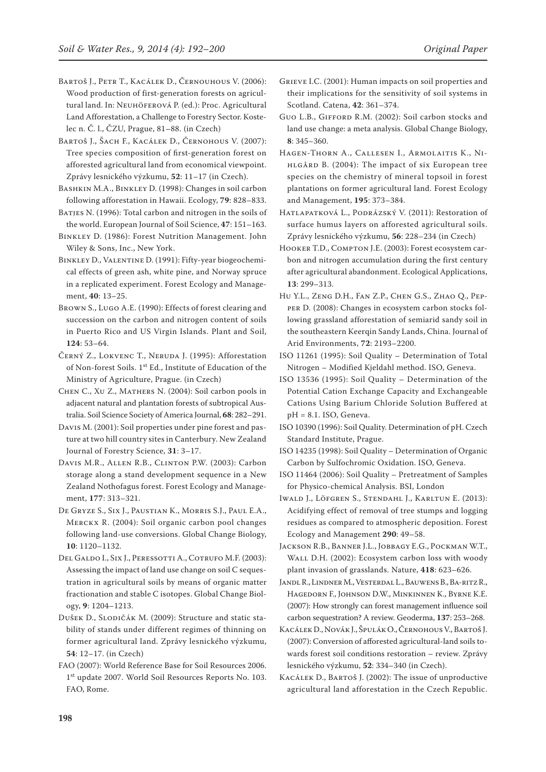Bartoš J., Petr T., Kacálek D., Černouhous V. (2006): Wood production of first-generation forests on agricultural land. In: Neuhöferová P. (ed.): Proc. Agricultural Land Afforestation, a Challenge to Forestry Sector. Kostelec n. Č. l., ČZU, Prague, 81–88. (in Czech)

Bartoš J., Šach F., Kacálek D., Černohous V. (2007): Tree species composition of first-generation forest on afforested agricultural land from economical viewpoint. Zprávy lesnického výzkumu, **52**: 11–17 (in Czech).

Bashkin M.A., Binkley D. (1998): Changes in soil carbon following afforestation in Hawaii. Ecology, **79**: 828–833.

Batjes N. (1996): Total carbon and nitrogen in the soils of the world. European Journal of Soil Science, **47**: 151–163.

Binkley D. (1986): Forest Nutrition Management. John Wiley & Sons, Inc., New York.

Binkley D., Valentine D. (1991): Fifty-year biogeochemical effects of green ash, white pine, and Norway spruce in a replicated experiment. Forest Ecology and Management, **40**: 13–25.

Brown S., Lugo A.E. (1990): Effects of forest clearing and succession on the carbon and nitrogen content of soils in Puerto Rico and US Virgin Islands. Plant and Soil, **124**: 53–64.

Černý Z., Lokvenc T., Neruda J. (1995): Afforestation of Non-forest Soils. 1st Ed., Institute of Education of the Ministry of Agriculture, Prague. (in Czech)

Chen C., Xu Z., Mathers N. (2004): Soil carbon pools in adjacent natural and plantation forests of subtropical Australia. Soil Science Society of America Journal, **68**: 282–291.

Davis M. (2001): Soil properties under pine forest and pasture at two hill country sites in Canterbury. New Zealand Journal of Forestry Science, **31**: 3–17.

Davis M.R., Allen R.B., Clinton P.W. (2003): Carbon storage along a stand development sequence in a New Zealand Nothofagus forest. Forest Ecology and Management, **177**: 313–321.

De Gryze S., Six J., Paustian K., Morris S.J., Paul E.A., Merckx R. (2004): Soil organic carbon pool changes following land-use conversions. Global Change Biology, **10**: 1120–1132.

Del Galdo I., Six J., Peressotti A., Cotrufo M.F. (2003): Assessing the impact of land use change on soil C sequestration in agricultural soils by means of organic matter fractionation and stable C isotopes. Global Change Biology, **9**: 1204–1213.

Dušek D., Slodičák M. (2009): Structure and static stability of stands under different regimes of thinning on former agricultural land. Zprávy lesnického výzkumu, **54**: 12–17. (in Czech)

FAO (2007): World Reference Base for Soil Resources 2006. 1st update 2007. World Soil Resources Reports No. 103. FAO, Rome.

Grieve I.C. (2001): Human impacts on soil properties and their implications for the sensitivity of soil systems in Scotland. Catena, **42**: 361–374.

Guo L.B., Gifford R.M. (2002): Soil carbon stocks and land use change: a meta analysis. Global Change Biology, **8**: 345–360.

Hagen-Thorn A., Callesen I., Armolaitis K., Nihlgård B. (2004): The impact of six European tree species on the chemistry of mineral topsoil in forest plantations on former agricultural land. Forest Ecology and Management, **195**: 373–384.

Hatlapatková L., Podrázský V. (2011): Restoration of surface humus layers on afforested agricultural soils. Zprávy lesnického výzkumu, **56**: 228–234 (in Czech)

Hooker T.D., Compton J.E. (2003): Forest ecosystem carbon and nitrogen accumulation during the first century after agricultural abandonment. Ecological Applications, **13**: 299–313.

Hu Y.L., Zeng D.H., Fan Z.P., Chen G.S., Zhao Q., Pepper D. (2008): Changes in ecosystem carbon stocks following grassland afforestation of semiarid sandy soil in the southeastern Keerqin Sandy Lands, China. Journal of Arid Environments, **72**: 2193–2200.

ISO 11261 (1995): Soil Quality – Determination of Total Nitrogen – Modified Kjeldahl method. ISO, Geneva.

ISO 13536 (1995): Soil Quality – Determination of the Potential Cation Exchange Capacity and Exchangeable Cations Using Barium Chloride Solution Buffered at pH = 8.1. ISO, Geneva.

ISO 10390 (1996): Soil Quality. Determination of pH. Czech Standard Institute, Prague.

ISO 14235 (1998): Soil Quality – Determination of Organic Carbon by Sulfochromic Oxidation. ISO, Geneva.

ISO 11464 (2006): Soil Quality – Pretreatment of Samples for Physico-chemical Analysis. BSI, London

Iwald J., Löfgren S., Stendahl J., Karltun E. (2013): Acidifying effect of removal of tree stumps and logging residues as compared to atmospheric deposition. Forest Ecology and Management **290**: 49–58.

Jackson R.B., Banner J.L., Jobbagy E.G., Pockman W.T., Wall D.H. (2002): Ecosystem carbon loss with woody plant invasion of grasslands. Nature, **418**: 623–626.

Jandl R., Lindner M., Vesterdal L., Bauwens B., Ba-ritz R., Hagedorn F., Johnson D.W., Minkinnen K., Byrne K.E. (2007): How strongly can forest management influence soil carbon sequestration? A review. Geoderma, **137**: 253–268.

Kacálek D., Novák J., Špulák O., Černohous V., Bartoš J. (2007): Conversion of afforested agricultural-land soils towards forest soil conditions restoration – review. Zprávy lesnického výzkumu, **52**: 334–340 (in Czech).

Kacálek D., Bartoš J. (2002): The issue of unproductive agricultural land afforestation in the Czech Republic.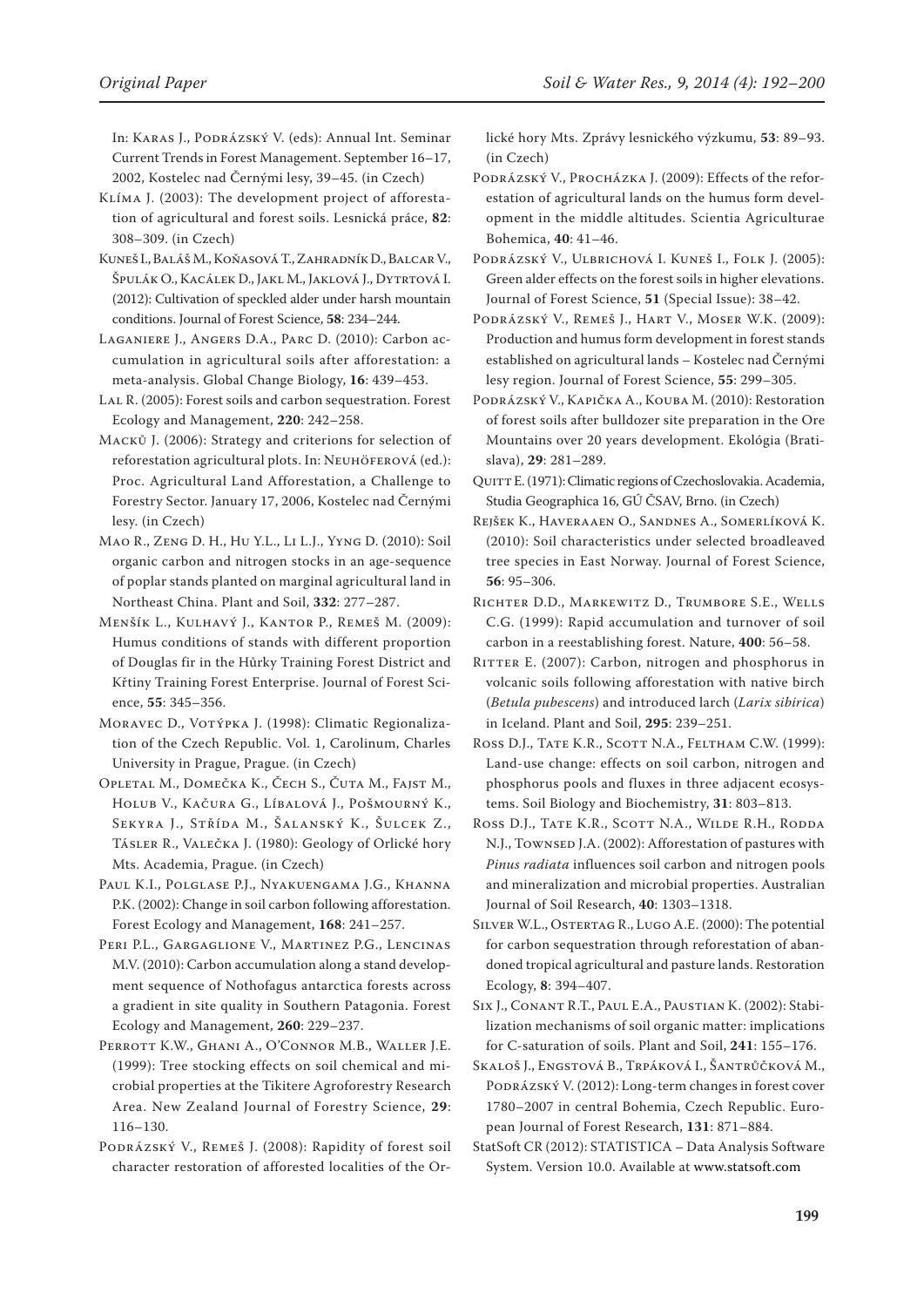In: Karas J., Podrázský V. (eds): Annual Int. Seminar Current Trends in Forest Management. September 16–17, 2002, Kostelec nad Černými lesy, 39–45. (in Czech)

Klíma J. (2003): The development project of afforestation of agricultural and forest soils. Lesnická práce, **82**: 308–309. (in Czech)

Kuneš I., Baláš M., Koňasová T., Zahradník D., Balcar V., Špulák O., Kacálek D., Jakl M., Jaklová J., Dytrtová I. (2012): Cultivation of speckled alder under harsh mountain conditions. Journal of Forest Science, **58**: 234–244.

Laganiere J., Angers D.A., Parc D. (2010): Carbon accumulation in agricultural soils after afforestation: a meta-analysis. Global Change Biology, **16**: 439–453.

Lal R. (2005): Forest soils and carbon sequestration. Forest Ecology and Management, **220**: 242–258.

Macků J. (2006): Strategy and criterions for selection of reforestation agricultural plots. In: Neuhöferová (ed.): Proc. Agricultural Land Afforestation, a Challenge to Forestry Sector. January 17, 2006, Kostelec nad Černými lesy. (in Czech)

Mao R., Zeng D. H., Hu Y.L., Li L.J., Yyng D. (2010): Soil organic carbon and nitrogen stocks in an age-sequence of poplar stands planted on marginal agricultural land in Northeast China. Plant and Soil, **332**: 277–287.

Menšík L., Kulhavý J., Kantor P., Remeš M. (2009): Humus conditions of stands with different proportion of Douglas fir in the Hůrky Training Forest District and Křtiny Training Forest Enterprise. Journal of Forest Science, **55**: 345–356.

Moravec D., Votýpka J. (1998): Climatic Regionalization of the Czech Republic. Vol. 1, Carolinum, Charles University in Prague, Prague. (in Czech)

Opletal M., Domečka K., Čech S., Čuta M., Fajst M., Holub V., Kačura G., Líbalová J., Pošmourný K., Sekyra J., Střída M., Šalanský K., Šulcek Z., Tásler R., Valečka J. (1980): Geology of Orlické hory Mts. Academia, Prague. (in Czech)

Paul K.I., Polglase P.J., Nyakuengama J.G., Khanna P.K. (2002): Change in soil carbon following afforestation. Forest Ecology and Management, **168**: 241–257.

Peri P.L., Gargaglione V., Martinez P.G., Lencinas M.V. (2010): Carbon accumulation along a stand development sequence of Nothofagus antarctica forests across a gradient in site quality in Southern Patagonia. Forest Ecology and Management, **260**: 229–237.

Perrott K.W., Ghani A., O'Connor M.B., Waller J.E. (1999): Tree stocking effects on soil chemical and microbial properties at the Tikitere Agroforestry Research Area. New Zealand Journal of Forestry Science, **29**: 116–130.

Podrázský V., Remeš J. (2008): Rapidity of forest soil character restoration of afforested localities of the Orlické hory Mts. Zprávy lesnického výzkumu, **53**: 89–93. (in Czech)

Podrázský V., Procházka J. (2009): Effects of the reforestation of agricultural lands on the humus form development in the middle altitudes. Scientia Agriculturae Bohemica, **40**: 41–46.

Podrázský V., Ulbrichová I. Kuneš I., Folk J. (2005): Green alder effects on the forest soils in higher elevations. Journal of Forest Science, **51** (Special Issue): 38–42.

Podrázský V., Remeš J., Hart V., Moser W.K. (2009): Production and humus form development in forest stands established on agricultural lands – Kostelec nad Černými lesy region. Journal of Forest Science, **55**: 299–305.

Podrázský V., Kapička A., Kouba M. (2010): Restoration of forest soils after bulldozer site preparation in the Ore Mountains over 20 years development. Ekológia (Bratislava), **29**: 281–289.

Quitt E. (1971): Climatic regions of Czechoslovakia. Academia, Studia Geographica 16, GÚ ČSAV, Brno. (in Czech)

Rejšek K., Haveraaen O., Sandnes A., Somerlíková K. (2010): Soil characteristics under selected broadleaved tree species in East Norway. Journal of Forest Science, **56**: 95–306.

Richter D.D., Markewitz D., Trumbore S.E., Wells C.G. (1999): Rapid accumulation and turnover of soil carbon in a reestablishing forest. Nature, **400**: 56–58.

Ritter E. (2007): Carbon, nitrogen and phosphorus in volcanic soils following afforestation with native birch (*Betula pubescens*) and introduced larch (*Larix sibirica*) in Iceland. Plant and Soil, **295**: 239–251.

Ross D.J., Tate K.R., Scott N.A., Feltham C.W. (1999): Land-use change: effects on soil carbon, nitrogen and phosphorus pools and fluxes in three adjacent ecosystems. Soil Biology and Biochemistry, **31**: 803–813.

Ross D.J., Tate K.R., Scott N.A., Wilde R.H., Rodda N.J., Townsed J.A. (2002): Afforestation of pastures with *Pinus radiata* influences soil carbon and nitrogen pools and mineralization and microbial properties. Australian Journal of Soil Research, **40**: 1303–1318.

Silver W.L., Ostertag R., Lugo A.E. (2000): The potential for carbon sequestration through reforestation of abandoned tropical agricultural and pasture lands. Restoration Ecology, **8**: 394–407.

Six J., Conant R.T., Paul E.A., Paustian K. (2002): Stabilization mechanisms of soil organic matter: implications for C-saturation of soils. Plant and Soil, **241**: 155–176.

Skaloš J., Engstová B., Trpáková I., Šantrůčková M., Podrázský V. (2012): Long-term changes in forest cover 1780–2007 in central Bohemia, Czech Republic. European Journal of Forest Research, **131**: 871–884.

StatSoft CR (2012): STATISTICA – Data Analysis Software System. Version 10.0. Available at www.statsoft.com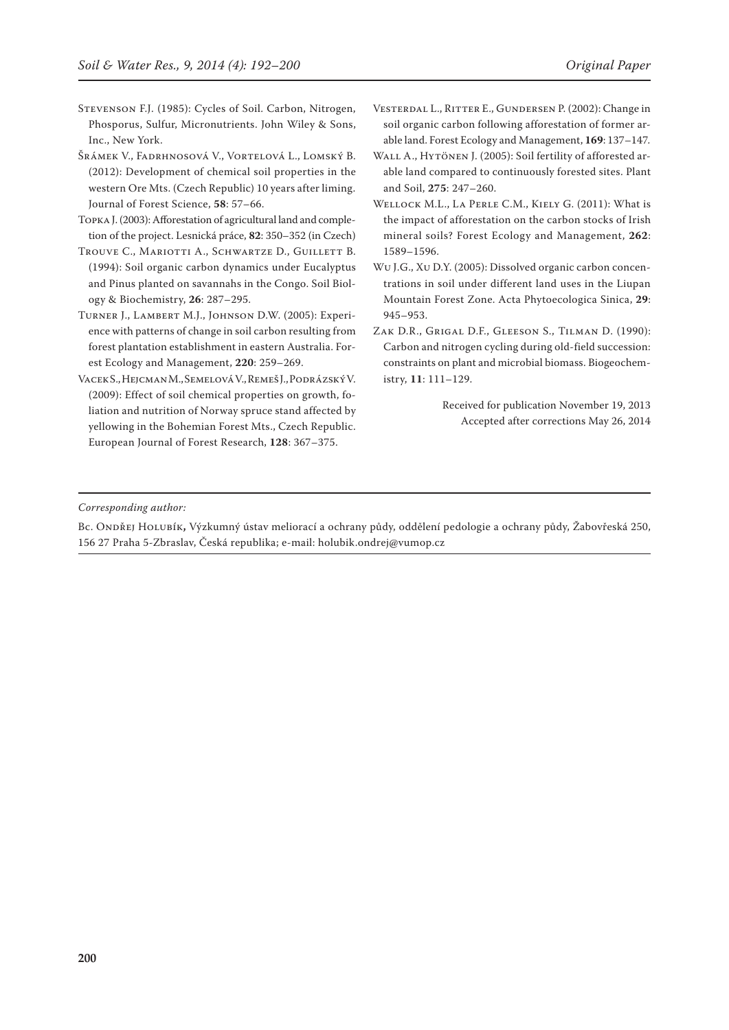Stevenson F.J. (1985): Cycles of Soil. Carbon, Nitrogen, Phosporus, Sulfur, Micronutrients. John Wiley & Sons, Inc., New York.

Šrámek V., Fadrhnosová V., Vortelová L., Lomský B. (2012): Development of chemical soil properties in the western Ore Mts. (Czech Republic) 10 years after liming. Journal of Forest Science, **58**: 57–66.

Topka J. (2003): Afforestation of agricultural land and completion of the project. Lesnická práce, **82**: 350–352 (in Czech)

Trouve C., Mariotti A., Schwartze D., Guillett B. (1994): Soil organic carbon dynamics under Eucalyptus and Pinus planted on savannahs in the Congo. Soil Biology & Biochemistry, **26**: 287–295.

Turner J., Lambert M.J., Johnson D.W. (2005): Experience with patterns of change in soil carbon resulting from forest plantation establishment in eastern Australia. Forest Ecology and Management, **220**: 259–269.

Vacek S., Hejcman M., Semelová V., Remeš J., Podrázský V. (2009): Effect of soil chemical properties on growth, foliation and nutrition of Norway spruce stand affected by yellowing in the Bohemian Forest Mts., Czech Republic. European Journal of Forest Research, **128**: 367–375.

Vesterdal L., Ritter E., Gundersen P. (2002): Change in soil organic carbon following afforestation of former arable land. Forest Ecology and Management, **169**: 137–147.

Wall A., Hytönen J. (2005): Soil fertility of afforested arable land compared to continuously forested sites. Plant and Soil, **275**: 247–260.

Wellock M.L., La Perle C.M., Kiely G. (2011): What is the impact of afforestation on the carbon stocks of Irish mineral soils? Forest Ecology and Management, **262**: 1589–1596.

Wu J.G., Xu D.Y. (2005): Dissolved organic carbon concentrations in soil under different land uses in the Liupan Mountain Forest Zone. Acta Phytoecologica Sinica, **29**: 945–953.

Zak D.R., Grigal D.F., Gleeson S., Tilman D. (1990): Carbon and nitrogen cycling during old-field succession: constraints on plant and microbial biomass. Biogeochemistry, **11**: 111–129.

Received for publication November 19, 2013
Accepted after corrections May 26, 2014

*Corresponding author:*

Bc. Ondřej Holubík**,** Výzkumný ústav meliorací a ochrany půdy, oddělení pedologie a ochrany půdy, Žabovřeská 250, 156 27 Praha 5-Zbraslav, Česká republika; e-mail: holubik.ondrej@vumop.cz